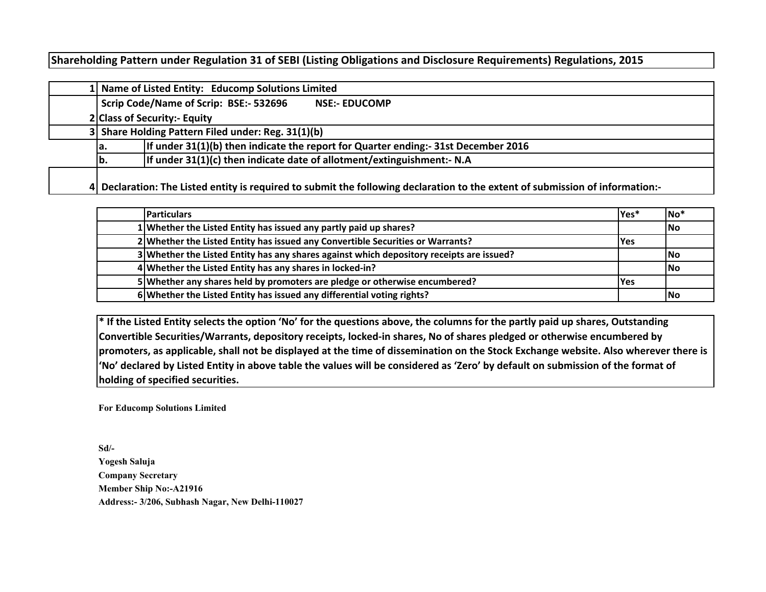# Shareholding Pattern under Regulation 31 of SEBI (Listing Obligations and Disclosure Requirements) Regulations, 2015

| | | |
|---|---|---|
| 1 | Name of Listed Entity: Educomp Solutions Limited | |
| | Scrip Code/Name of Scrip: BSE:- 532696 NSE:- EDUCOMP | |
| 2 | Class of Security:- Equity | |
| 3 | Share Holding Pattern Filed under: Reg. 31(1)(b) | |
| | a. | If under 31(1)(b) then indicate the report for Quarter ending:- 31st December 2016 |
| | b. | If under 31(1)(c) then indicate date of allotment/extinguishment:- N.A |
| 4 | Declaration: The Listed entity is required to submit the following declaration to the extent of submission of information:- | |

| | Particulars | Yes* | No* |
|---|---|---|---|
| 1 | Whether the Listed Entity has issued any partly paid up shares? | | No |
| 2 | Whether the Listed Entity has issued any Convertible Securities or Warrants? | Yes | |
| 3 | Whether the Listed Entity has any shares against which depository receipts are issued? | | No |
| 4 | Whether the Listed Entity has any shares in locked-in? | | No |
| 5 | Whether any shares held by promoters are pledge or otherwise encumbered? | Yes | |
| 6 | Whether the Listed Entity has issued any differential voting rights? | | No |

**\* If the Listed Entity selects the option 'No' for the questions above, the columns for the partly paid up shares, Outstanding Convertible Securities/Warrants, depository receipts, locked-in shares, No of shares pledged or otherwise encumbered by promoters, as applicable, shall not be displayed at the time of dissemination on the Stock Exchange website. Also wherever there is 'No' declared by Listed Entity in above table the values will be considered as 'Zero' by default on submission of the format of holding of specified securities.**

**For Educomp Solutions Limited**

**Sd/-**
**Yogesh Saluja**
**Company Secretary**
**Member Ship No:-A21916**
**Address:- 3/206, Subhash Nagar, New Delhi-110027**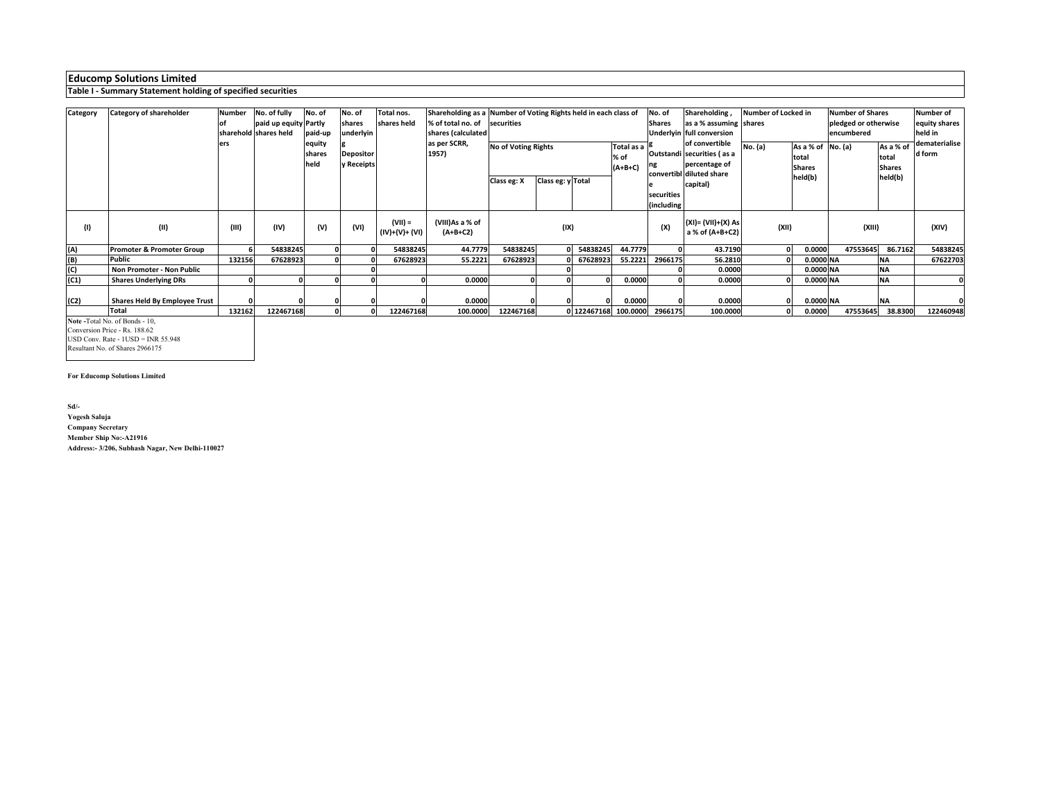## Educomp Solutions Limited

### Table I - Summary Statement holding of specified securities

| Category | Category of shareholder | Number of shareholders | No. of fully paid up equity shares held | No. of Partly paid-up equity shares held | No. of shares underlying Depository Receipts | Total nos. shares held | Shareholding as a % of total no. of shares (calculated as per SCRR, 1957) | Number of Voting Rights held in each class of securities | | | | No. of Shares Underlying Outstanding convertible securities (including | Shareholding , as a % assuming full conversion of convertible securities ( as a percentage of diluted share capital) | Number of Locked in shares | | Number of Shares pledged or otherwise encumbered | | Number of equity shares held in dematerialised form |
|---|---|---|---|---|---|---|---|---|---|---|---|---|---|---|---|---|---|---|
| | | | | | | | | No of Voting Rights | | | Total as a % of (A+B+C) | | | No. (a) | As a % of total Shares held(b) | No. (a) | As a % of total Shares held(b) | |
| | | | | | | | | Class eg: X | Class eg: y | Total | | | | | | | | |
| (I) | (II) | (III) | (IV) | (V) | (VI) | (VII) = (IV)+(V)+ (VI) | (VIII)As a % of (A+B+C2) | (IX) | | | | (X) | (XI)= (VII)+(X) As a % of (A+B+C2) | (XII) | | (XIII) | | (XIV) |
| (A) | Promoter & Promoter Group | 6 | 54838245 | 0 | 0 | 54838245 | 44.7779 | 54838245 | 0 | 54838245 | 44.7779 | 0 | 43.7190 | 0 | 0.0000 | 47553645 | 86.7162 | 54838245 |
| (B) | Public | 132156 | 67628923 | 0 | 0 | 67628923 | 55.2221 | 67628923 | 0 | 67628923 | 55.2221 | 2966175 | 56.2810 | 0 | 0.0000 | NA | NA | 67622703 |
| (C) | Non Promoter - Non Public | | | | 0 | | | | 0 | | | 0 | 0.0000 | | 0.0000 | NA | NA | |
| (C1) | Shares Underlying DRs | 0 | 0 | 0 | 0 | 0 | 0.0000 | 0 | 0 | 0 | 0.0000 | 0 | 0.0000 | 0 | 0.0000 | NA | NA | 0 |
| (C2) | Shares Held By Employee Trust | 0 | 0 | 0 | 0 | 0 | 0.0000 | 0 | 0 | 0 | 0.0000 | 0 | 0.0000 | 0 | 0.0000 | NA | NA | 0 |
| | Total | 132162 | 122467168 | 0 | 0 | 122467168 | 100.0000 | 122467168 | 0 | 122467168 | 100.0000 | 2966175 | 100.0000 | 0 | 0.0000 | 47553645 | 38.8300 | 122460948 |

**Note -**Total No. of Bonds - 10,
Conversion Price - Rs. 188.62
USD Conv. Rate - 1USD = INR 55.948
Resultant No. of Shares 2966175

**For Educomp Solutions Limited**

**Sd/-**
**Yogesh Saluja**
**Company Secretary**
**Member Ship No:-A21916**
**Address:- 3/206, Subhash Nagar, New Delhi-110027**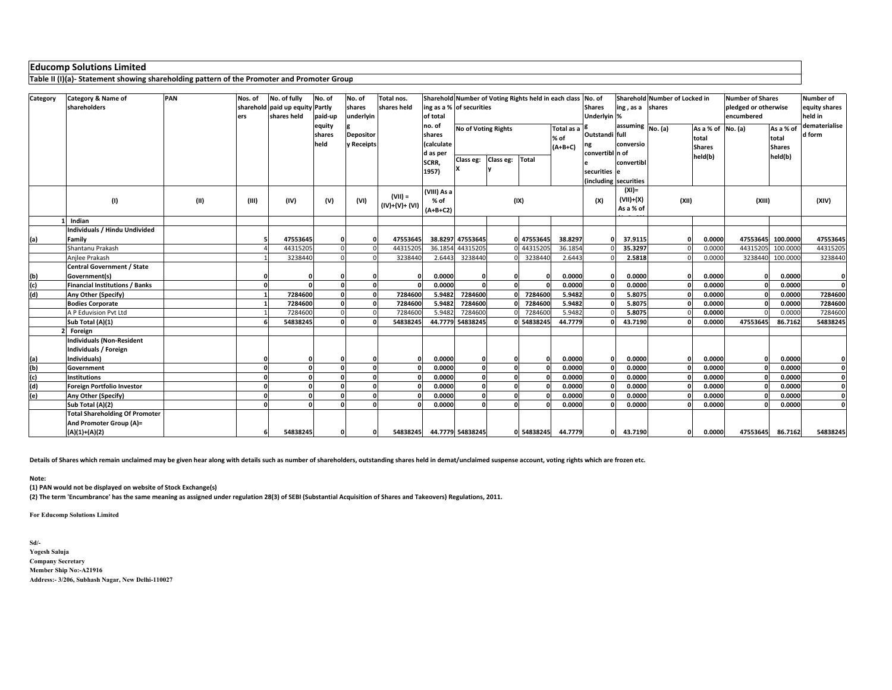## Educomp Solutions Limited

### Table II (I)(a)- Statement showing shareholding pattern of the Promoter and Promoter Group

| Category | Category & Name of shareholders | PAN | Nos. of shareholders | No. of fully paid up equity shares held | No. of Partly paid-up equity shares held | No. of shares underlying Depository Receipts | Total nos. shares held | Shareholding as a % of total no. of shares (calculated as per SCRR, 1957) | Number of Voting Rights held in each class of securities | | | | No. of Shares Underlying Outstanding convertible securities (including | Shareholding, as a % assuming full conversion of convertible securities | Number of Locked in shares | | Number of Shares pledged or otherwise encumbered | | Number of equity shares held in dematerialised form |
|---|---|---|---|---|---|---|---|---|---|---|---|---|---|---|---|---|---|---|---|
| | | | | | | | | | No of Voting Rights | | | Total as a % of (A+B+C) | | | No. (a) | As a % of total Shares held(b) | No. (a) | As a % of total Shares held(b) | |
| | | | | | | | | | Class eg: X | Class eg: y | Total | | | | | | | | |
| | (I) | (II) | (III) | (IV) | (V) | (VI) | (VII) = (IV)+(V)+ (VI) | (VIII) As a % of (A+B+C2) | (IX) | | | | (X) | (XI)= (VII)+(X) As a % of | (XII) | | (XIII) | | (XIV) |
| 1 | **Indian** | | | | | | | | | | | | | | | | | | |
| (a) | **Individuals / Hindu Undivided Family** | | **5** | **47553645** | **0** | **0** | **47553645** | **38.8297** | **47553645** | **0** | **47553645** | **38.8297** | **0** | **37.9115** | **0** | **0.0000** | **47553645** | **100.0000** | **47553645** |
| | Shantanu Prakash | | 4 | 44315205 | 0 | 0 | 44315205 | 36.1854 | 44315205 | 0 | 44315205 | 36.1854 | 0 | **35.3297** | 0 | 0.0000 | 44315205 | 100.0000 | 44315205 |
| | Anjlee Prakash | | 1 | 3238440 | 0 | 0 | 3238440 | 2.6443 | 3238440 | 0 | 3238440 | 2.6443 | 0 | **2.5818** | 0 | 0.0000 | 3238440 | 100.0000 | 3238440 |
| (b) | **Central Government / State Government(s)** | | **0** | **0** | **0** | **0** | **0** | **0.0000** | **0** | **0** | **0** | **0.0000** | **0** | **0.0000** | **0** | **0.0000** | **0** | **0.0000** | **0** |
| (c) | **Financial Institutions / Banks** | | **0** | **0** | **0** | **0** | **0** | **0.0000** | **0** | **0** | **0** | **0.0000** | **0** | **0.0000** | **0** | **0.0000** | **0** | **0.0000** | **0** |
| (d) | **Any Other (Specify)** | | **1** | **7284600** | **0** | **0** | **7284600** | **5.9482** | **7284600** | **0** | **7284600** | **5.9482** | **0** | **5.8075** | **0** | **0.0000** | **0** | **0.0000** | **7284600** |
| | **Bodies Corporate** | | **1** | **7284600** | **0** | **0** | **7284600** | **5.9482** | **7284600** | **0** | **7284600** | **5.9482** | **0** | **5.8075** | **0** | **0.0000** | **0** | **0.0000** | **7284600** |
| | A P Eduvision Pvt Ltd | | 1 | 7284600 | 0 | 0 | 7284600 | 5.9482 | 7284600 | 0 | 7284600 | 5.9482 | 0 | **5.8075** | 0 | **0.0000** | 0 | 0.0000 | 7284600 |
| | **Sub Total (A)(1)** | | **6** | **54838245** | **0** | **0** | **54838245** | **44.7779** | **54838245** | **0** | **54838245** | **44.7779** | **0** | **43.7190** | **0** | **0.0000** | **47553645** | **86.7162** | **54838245** |
| 2 | **Foreign** | | | | | | | | | | | | | | | | | | |
| (a) | **Individuals (Non-Resident Individuals / Foreign Individuals)** | | **0** | **0** | **0** | **0** | **0** | **0.0000** | **0** | **0** | **0** | **0.0000** | **0** | **0.0000** | **0** | **0.0000** | **0** | **0.0000** | **0** |
| (b) | **Government** | | **0** | **0** | **0** | **0** | **0** | **0.0000** | **0** | **0** | **0** | **0.0000** | **0** | **0.0000** | **0** | **0.0000** | **0** | **0.0000** | **0** |
| (c) | **Institutions** | | **0** | **0** | **0** | **0** | **0** | **0.0000** | **0** | **0** | **0** | **0.0000** | **0** | **0.0000** | **0** | **0.0000** | **0** | **0.0000** | **0** |
| (d) | **Foreign Portfolio Investor** | | **0** | **0** | **0** | **0** | **0** | **0.0000** | **0** | **0** | **0** | **0.0000** | **0** | **0.0000** | **0** | **0.0000** | **0** | **0.0000** | **0** |
| (e) | **Any Other (Specify)** | | **0** | **0** | **0** | **0** | **0** | **0.0000** | **0** | **0** | **0** | **0.0000** | **0** | **0.0000** | **0** | **0.0000** | **0** | **0.0000** | **0** |
| | **Sub Total (A)(2)** | | **0** | **0** | **0** | **0** | **0** | **0.0000** | **0** | **0** | **0** | **0.0000** | **0** | **0.0000** | **0** | **0.0000** | **0** | **0.0000** | **0** |
| | **Total Shareholding Of Promoter And Promoter Group (A)= (A)(1)+(A)(2)** | | **6** | **54838245** | **0** | **0** | **54838245** | **44.7779** | **54838245** | **0** | **54838245** | **44.7779** | **0** | **43.7190** | **0** | **0.0000** | **47553645** | **86.7162** | **54838245** |

**Details of Shares which remain unclaimed may be given hear along with details such as number of shareholders, outstanding shares held in demat/unclaimed suspense account, voting rights which are frozen etc.**

**Note:**

**(1) PAN would not be displayed on website of Stock Exchange(s)**

**(2) The term 'Encumbrance' has the same meaning as assigned under regulation 28(3) of SEBI (Substantial Acquisition of Shares and Takeovers) Regulations, 2011.**

**For Educomp Solutions Limited**

**Sd/-**
**Yogesh Saluja**
**Company Secretary**
**Member Ship No:-A21916**
**Address:- 3/206, Subhash Nagar, New Delhi-110027**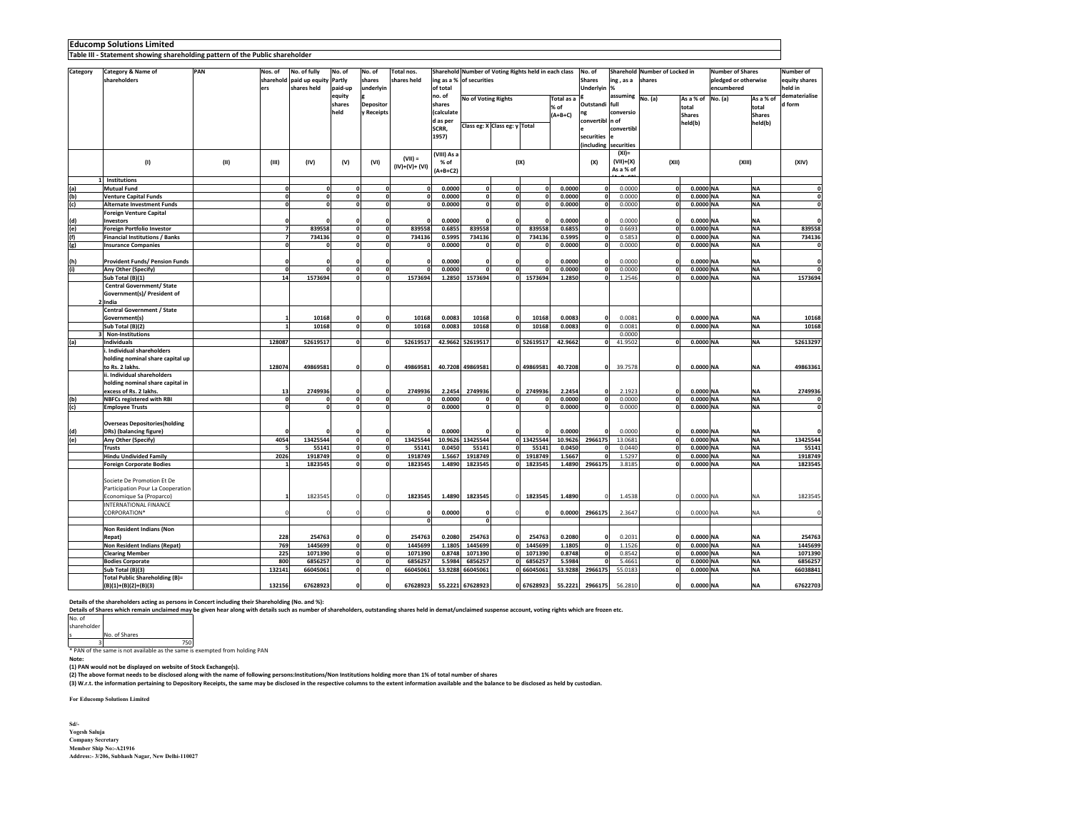# Educomp Solutions Limited

## Table III - Statement showing shareholding pattern of the Public shareholder

| Category | Category & Name of shareholders | PAN | Nos. of shareholders | No. of fully paid up equity shares held | No. of Partly paid-up equity shares held | No. of shares underlying Depository Receipts | Total nos. shares held | Shareholding as a % of total no. of shares (calculated as per SCRR, 1957) | Number of Voting Rights held in each class of securities | | | | No. of Shares Underlying Outstanding convertible securities (including Warrants) | Shareholding, as a % assuming full conversion of convertible securities (as a percentage of diluted share capital) | Number of Locked in shares | | Number of Shares pledged or otherwise encumbered | | Number of equity shares held in dematerialised form |
|---|---|---|---|---|---|---|---|---|---|---|---|---|---|---|---|---|---|---|---|
| | | | | | | | | | No of Voting Rights | | | Total as a % of (A+B+C) | | | No. (a) | As a % of total Shares held(b) | No. (a) | As a % of total Shares held(b) | |
| | | | | | | | | | Class eg: X | Class eg: y | Total | | | | | | | | |
| | (I) | (II) | (III) | (IV) | (V) | (VI) | (VII) = (IV)+(V)+ (VI) | (VIII) As a % of (A+B+C2) | (IX) | | | | (X) | (XI)= (VII)+(X) As a % of (A+B+C2) | (XII) | | (XIII) | | (XIV) |
| 1 | Institutions | | | | | | | | | | | | | | | | | | |
| (a) | Mutual Fund | | 0 | 0 | 0 | 0 | 0 | 0.0000 | 0 | 0 | 0 | 0.0000 | 0 | 0.0000 | 0 | 0.0000 | NA | NA | 0 |
| (b) | Venture Capital Funds | | 0 | 0 | 0 | 0 | 0 | 0.0000 | 0 | 0 | 0 | 0.0000 | 0 | 0.0000 | 0 | 0.0000 | NA | NA | 0 |
| (c) | Alternate Investment Funds | | 0 | 0 | 0 | 0 | 0 | 0.0000 | 0 | 0 | 0 | 0.0000 | 0 | 0.0000 | 0 | 0.0000 | NA | NA | 0 |
| (d) | Foreign Venture Capital Investors | | 0 | 0 | 0 | 0 | 0 | 0.0000 | 0 | 0 | 0 | 0.0000 | 0 | 0.0000 | 0 | 0.0000 | NA | NA | 0 |
| (e) | Foreign Portfolio Investor | | 7 | 839558 | 0 | 0 | 839558 | 0.6855 | 839558 | 0 | 839558 | 0.6855 | 0 | 0.6693 | 0 | 0.0000 | NA | NA | 839558 |
| (f) | Financial Institutions / Banks | | 7 | 734136 | 0 | 0 | 734136 | 0.5995 | 734136 | 0 | 734136 | 0.5995 | 0 | 0.5853 | 0 | 0.0000 | NA | NA | 734136 |
| (g) | Insurance Companies | | 0 | 0 | 0 | 0 | 0 | 0.0000 | 0 | 0 | 0 | 0.0000 | 0 | 0.0000 | 0 | 0.0000 | NA | NA | 0 |
| (h) | Provident Funds/ Pension Funds | | 0 | 0 | 0 | 0 | 0 | 0.0000 | 0 | 0 | 0 | 0.0000 | 0 | 0.0000 | 0 | 0.0000 | NA | NA | 0 |
| (i) | Any Other (Specify) | | 0 | 0 | 0 | 0 | 0 | 0.0000 | 0 | 0 | 0 | 0.0000 | 0 | 0.0000 | 0 | 0.0000 | NA | NA | 0 |
| | Sub Total (B)(1) | | 14 | 1573694 | 0 | 0 | 1573694 | 1.2850 | 1573694 | 0 | 1573694 | 1.2850 | 0 | 1.2546 | 0 | 0.0000 | NA | NA | 1573694 |
| 2 | Central Government/ State Government(s)/ President of India | | | | | | | | | | | | | | | | | | |
| | Central Government / State Government(s) | | 1 | 10168 | 0 | 0 | 10168 | 0.0083 | 10168 | 0 | 10168 | 0.0083 | 0 | 0.0081 | 0 | 0.0000 | NA | NA | 10168 |
| | Sub Total (B)(2) | | 1 | 10168 | 0 | 0 | 10168 | 0.0083 | 10168 | 0 | 10168 | 0.0083 | 0 | 0.0081 | 0 | 0.0000 | NA | NA | 10168 |
| 3 | Non-Institutions | | | | | | | | | | | | | 0.0000 | | | | | |
| (a) | Individuals | | 128087 | 52619517 | 0 | 0 | 52619517 | 42.9662 | 52619517 | 0 | 52619517 | 42.9662 | 0 | 41.9502 | 0 | 0.0000 | NA | NA | 52613297 |
| | i. Individual shareholders holding nominal share capital up to Rs. 2 lakhs. | | 128074 | 49869581 | 0 | 0 | 49869581 | 40.7208 | 49869581 | 0 | 49869581 | 40.7208 | 0 | 39.7578 | 0 | 0.0000 | NA | NA | 49863361 |
| | ii. Individual shareholders holding nominal share capital in excess of Rs. 2 lakhs. | | 13 | 2749936 | 0 | 0 | 2749936 | 2.2454 | 2749936 | 0 | 2749936 | 2.2454 | 0 | 2.1923 | 0 | 0.0000 | NA | NA | 2749936 |
| (b) | NBFCs registered with RBI | | 0 | 0 | 0 | 0 | 0 | 0.0000 | 0 | 0 | 0 | 0.0000 | 0 | 0.0000 | 0 | 0.0000 | NA | NA | 0 |
| (c) | Employee Trusts | | 0 | 0 | 0 | 0 | 0 | 0.0000 | 0 | 0 | 0 | 0.0000 | 0 | 0.0000 | 0 | 0.0000 | NA | NA | 0 |
| (d) | Overseas Depositories(holding DRs) (balancing figure) | | 0 | 0 | 0 | 0 | 0 | 0.0000 | 0 | 0 | 0 | 0.0000 | 0 | 0.0000 | 0 | 0.0000 | NA | NA | 0 |
| (e) | Any Other (Specify) | | 4054 | 13425544 | 0 | 0 | 13425544 | 10.9626 | 13425544 | 0 | 13425544 | 10.9626 | 2966175 | 13.0681 | 0 | 0.0000 | NA | NA | 13425544 |
| | Trusts | | 5 | 55141 | 0 | 0 | 55141 | 0.0450 | 55141 | 0 | 55141 | 0.0450 | 0 | 0.0440 | 0 | 0.0000 | NA | NA | 55141 |
| | Hindu Undivided Family | | 2026 | 1918749 | 0 | 0 | 1918749 | 1.5667 | 1918749 | 0 | 1918749 | 1.5667 | 0 | 1.5297 | 0 | 0.0000 | NA | NA | 1918749 |
| | Foreign Corporate Bodies | | 1 | 1823545 | 0 | 0 | 1823545 | 1.4890 | 1823545 | 0 | 1823545 | 1.4890 | 2966175 | 3.8185 | 0 | 0.0000 | NA | NA | 1823545 |
| | Societe De Promotion Et De Participation Pour La Cooperation Economique Sa (Proparco) | | 1 | 1823545 | 0 | 0 | 1823545 | 1.4890 | 1823545 | 0 | 1823545 | 1.4890 | 0 | 1.4538 | 0 | 0.0000 | NA | NA | 1823545 |
| | INTERNATIONAL FINANCE CORPORATION* | | 0 | 0 | 0 | 0 | 0 | 0.0000 | 0 | 0 | 0 | 0.0000 | 2966175 | 2.3647 | 0 | 0.0000 | NA | NA | 0 |
| | | | | | | | 0 | | 0 | | | | | | | | | | |
| | Non Resident Indians (Non Repat) | | 228 | 254763 | 0 | 0 | 254763 | 0.2080 | 254763 | 0 | 254763 | 0.2080 | 0 | 0.2031 | 0 | 0.0000 | NA | NA | 254763 |
| | Non Resident Indians (Repat) | | 769 | 1445699 | 0 | 0 | 1445699 | 1.1805 | 1445699 | 0 | 1445699 | 1.1805 | 0 | 1.1526 | 0 | 0.0000 | NA | NA | 1445699 |
| | Clearing Member | | 225 | 1071390 | 0 | 0 | 1071390 | 0.8748 | 1071390 | 0 | 1071390 | 0.8748 | 0 | 0.8542 | 0 | 0.0000 | NA | NA | 1071390 |
| | Bodies Corporate | | 800 | 6856257 | 0 | 0 | 6856257 | 5.5984 | 6856257 | 0 | 6856257 | 5.5984 | 0 | 5.4661 | 0 | 0.0000 | NA | NA | 6856257 |
| | Sub Total (B)(3) | | 132141 | 66045061 | 0 | 0 | 66045061 | 53.9288 | 66045061 | 0 | 66045061 | 53.9288 | 2966175 | 55.0183 | 0 | 0.0000 | NA | NA | 66038841 |
| | Total Public Shareholding (B)= (B)(1)+(B)(2)+(B)(3) | | 132156 | 67628923 | 0 | 0 | 67628923 | 55.2221 | 67628923 | 0 | 67628923 | 55.2221 | 2966175 | 56.2810 | 0 | 0.0000 | NA | NA | 67622703 |

**Details of the shareholders acting as persons in Concert including their Shareholding (No. and %):**

**Details of Shares which remain unclaimed may be given hear along with details such as number of shareholders, outstanding shares held in demat/unclaimed suspense account, voting rights which are frozen etc.**

| No. of shareholders | No. of Shares |
|---|---|
| 3 | 750 |

\* PAN of the same is not available as the same is exempted from holding PAN

**Note:**

**(1) PAN would not be displayed on website of Stock Exchange(s).**

**(2) The above format needs to be disclosed along with the name of following persons:Institutions/Non Institutions holding more than 1% of total number of shares**

**(3) W.r.t. the information pertaining to Depository Receipts, the same may be disclosed in the respective columns to the extent information available and the balance to be disclosed as held by custodian.**

**For Educomp Solutions Limited**

**Sd/-**
**Yogesh Saluja**
**Company Secretary**
**Member Ship No:-A21916**
**Address:- 3/206, Subhash Nagar, New Delhi-110027**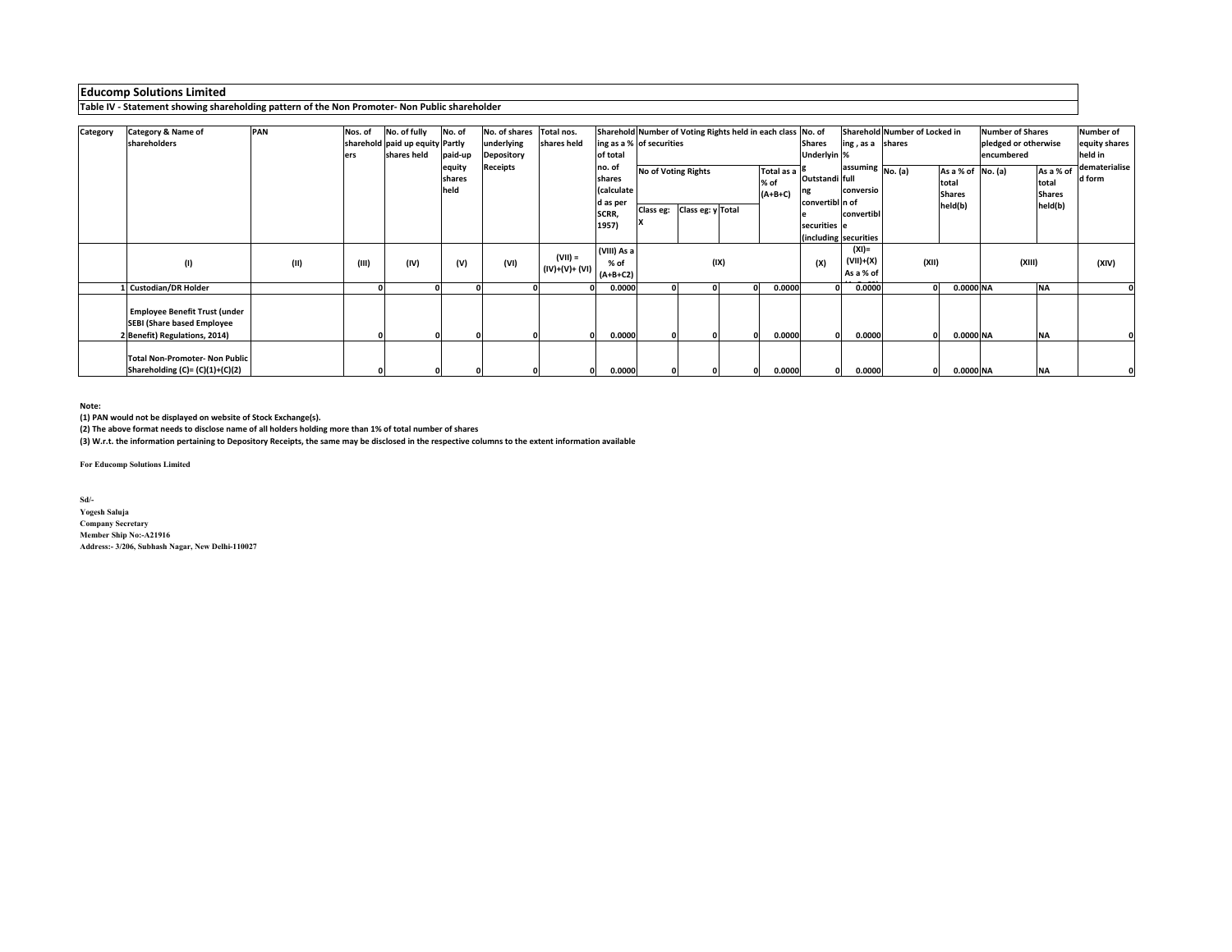**Educomp Solutions Limited**

**Table IV - Statement showing shareholding pattern of the Non Promoter- Non Public shareholder**

| Category | Category & Name of shareholders | PAN | Nos. of shareholders | No. of fully paid up equity shares held | No. of Partly paid-up equity shares held | No. of shares underlying Depository Receipts | Total nos. shares held | Shareholding as a % of total no. of shares (calculated as per SCRR, 1957) | Number of Voting Rights held in each class of securities | | | | No. of Shares Underlying Outstanding convertible securities (including | Shareholding , as a % assuming full conversion of convertible securities | Number of Locked in shares | | Number of Shares pledged or otherwise encumbered | | Number of equity shares held in dematerialised form |
|---|---|---|---|---|---|---|---|---|---|---|---|---|---|---|---|---|---|---|---|
| | | | | | | | | | No of Voting Rights | | | Total as a % of (A+B+C) | | | No. (a) | As a % of total Shares held(b) | No. (a) | As a % of total Shares held(b) | |
| | | | | | | | | | Class eg: X | Class eg: y | Total | | | | | | | | |
| | (I) | (II) | (III) | (IV) | (V) | (VI) | (VII) = (IV)+(V)+ (VI) | (VIII) As a % of (A+B+C2) | (IX) | | | | (X) | (XI)= (VII)+(X) As a % of | (XII) | | (XIII) | | (XIV) |
| 1 | Custodian/DR Holder | | 0 | 0 | 0 | 0 | 0 | 0.0000 | 0 | 0 | 0 | 0.0000 | 0 | 0.0000 | 0 | 0.0000 | NA | NA | 0 |
| 2 | Employee Benefit Trust (under SEBI (Share based Employee Benefit) Regulations, 2014) | | 0 | 0 | 0 | 0 | 0 | 0.0000 | 0 | 0 | 0 | 0.0000 | 0 | 0.0000 | 0 | 0.0000 | NA | NA | 0 |
| | Total Non-Promoter- Non Public Shareholding (C)= (C)(1)+(C)(2) | | 0 | 0 | 0 | 0 | 0 | 0.0000 | 0 | 0 | 0 | 0.0000 | 0 | 0.0000 | 0 | 0.0000 | NA | NA | 0 |

**Note:**

**(1) PAN would not be displayed on website of Stock Exchange(s).**

**(2) The above format needs to disclose name of all holders holding more than 1% of total number of shares**

**(3) W.r.t. the information pertaining to Depository Receipts, the same may be disclosed in the respective columns to the extent information available**

**For Educomp Solutions Limited**

**Sd/-**
**Yogesh Saluja**
**Company Secretary**
**Member Ship No:-A21916**
**Address:- 3/206, Subhash Nagar, New Delhi-110027**